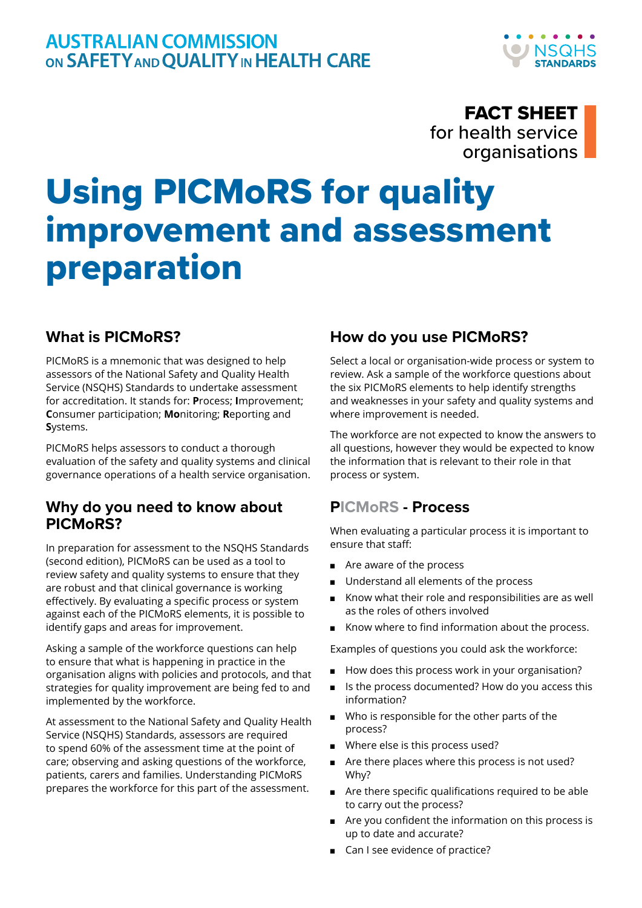AUSTRALIAN COMMISSION ON SAFETY AND QUALITY IN HEALTH CARE

NSQHS STANDARDS

**FACT SHEET** for health service organisations

# Using PICMoRS for quality improvement and assessment preparation

## What is PICMoRS?

PICMoRS is a mnemonic that was designed to help assessors of the National Safety and Quality Health Service (NSQHS) Standards to undertake assessment for accreditation. It stands for: **P**rocess; **I**mprovement; **C**onsumer participation; **Mo**nitoring; **R**eporting and **S**ystems.

PICMoRS helps assessors to conduct a thorough evaluation of the safety and quality systems and clinical governance operations of a health service organisation.

## Why do you need to know about PICMoRS?

In preparation for assessment to the NSQHS Standards (second edition), PICMoRS can be used as a tool to review safety and quality systems to ensure that they are robust and that clinical governance is working effectively. By evaluating a specific process or system against each of the PICMoRS elements, it is possible to identify gaps and areas for improvement.

Asking a sample of the workforce questions can help to ensure that what is happening in practice in the organisation aligns with policies and protocols, and that strategies for quality improvement are being fed to and implemented by the workforce.

At assessment to the National Safety and Quality Health Service (NSQHS) Standards, assessors are required to spend 60% of the assessment time at the point of care; observing and asking questions of the workforce, patients, carers and families. Understanding PICMoRS prepares the workforce for this part of the assessment.

## How do you use PICMoRS?

Select a local or organisation-wide process or system to review. Ask a sample of the workforce questions about the six PICMoRS elements to help identify strengths and weaknesses in your safety and quality systems and where improvement is needed.

The workforce are not expected to know the answers to all questions, however they would be expected to know the information that is relevant to their role in that process or system.

## PICMoRS - Process

When evaluating a particular process it is important to ensure that staff:

- Are aware of the process
- Understand all elements of the process
- Know what their role and responsibilities are as well as the roles of others involved
- Know where to find information about the process.

Examples of questions you could ask the workforce:

- How does this process work in your organisation?
- Is the process documented? How do you access this information?
- Who is responsible for the other parts of the process?
- Where else is this process used?
- Are there places where this process is not used? Why?
- Are there specific qualifications required to be able to carry out the process?
- Are you confident the information on this process is up to date and accurate?
- Can I see evidence of practice?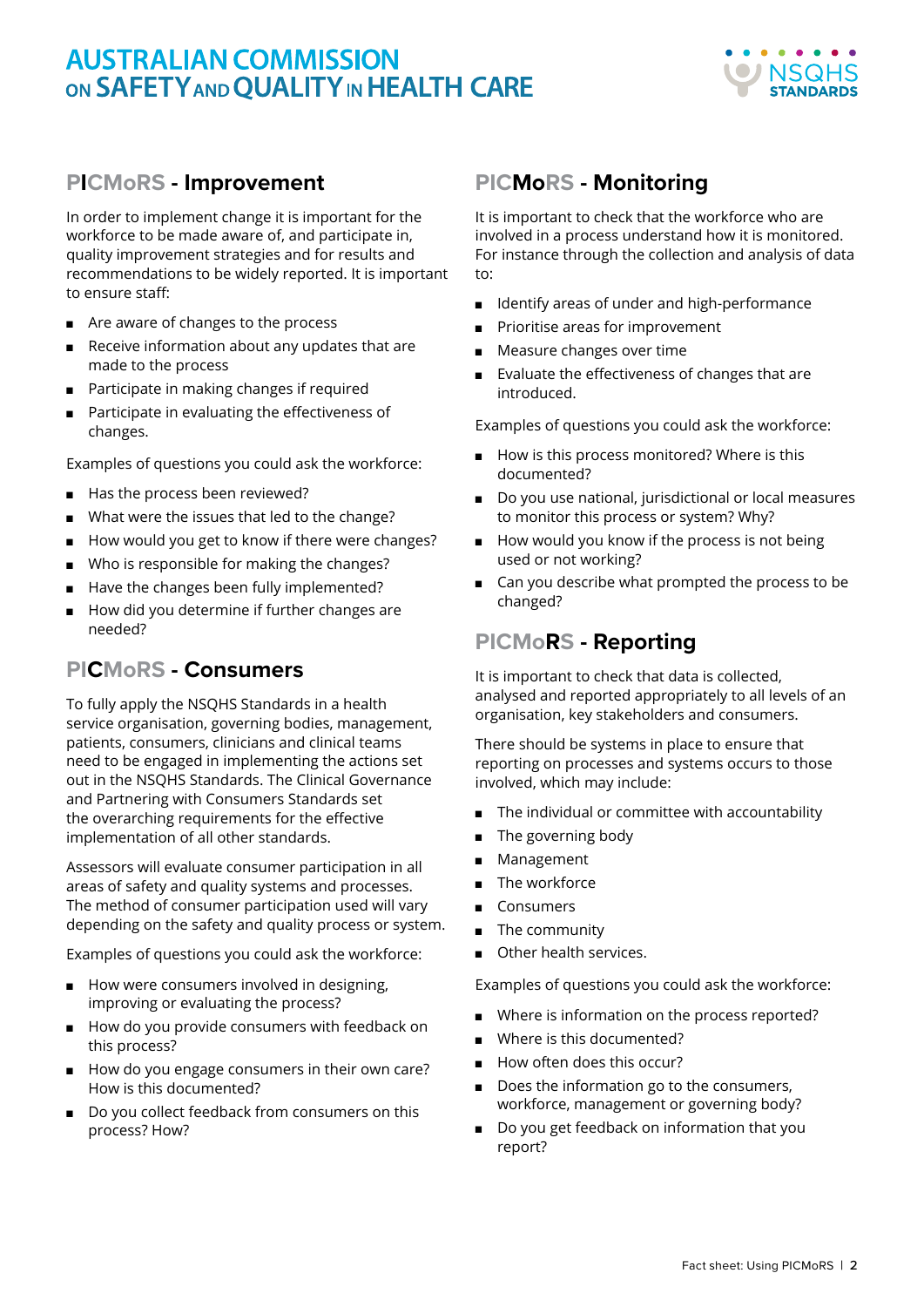## PICMoRS - Improvement

In order to implement change it is important for the workforce to be made aware of, and participate in, quality improvement strategies and for results and recommendations to be widely reported. It is important to ensure staff:

- Are aware of changes to the process
- Receive information about any updates that are made to the process
- Participate in making changes if required
- Participate in evaluating the effectiveness of changes.

Examples of questions you could ask the workforce:

- Has the process been reviewed?
- What were the issues that led to the change?
- How would you get to know if there were changes?
- Who is responsible for making the changes?
- Have the changes been fully implemented?
- How did you determine if further changes are needed?

## PICMoRS - Consumers

To fully apply the NSQHS Standards in a health service organisation, governing bodies, management, patients, consumers, clinicians and clinical teams need to be engaged in implementing the actions set out in the NSQHS Standards. The Clinical Governance and Partnering with Consumers Standards set the overarching requirements for the effective implementation of all other standards.

Assessors will evaluate consumer participation in all areas of safety and quality systems and processes. The method of consumer participation used will vary depending on the safety and quality process or system.

Examples of questions you could ask the workforce:

- How were consumers involved in designing, improving or evaluating the process?
- How do you provide consumers with feedback on this process?
- How do you engage consumers in their own care? How is this documented?
- Do you collect feedback from consumers on this process? How?

## PICMoRS - Monitoring

It is important to check that the workforce who are involved in a process understand how it is monitored. For instance through the collection and analysis of data to:

- Identify areas of under and high-performance
- Prioritise areas for improvement
- Measure changes over time
- Evaluate the effectiveness of changes that are introduced.

Examples of questions you could ask the workforce:

- How is this process monitored? Where is this documented?
- Do you use national, jurisdictional or local measures to monitor this process or system? Why?
- How would you know if the process is not being used or not working?
- Can you describe what prompted the process to be changed?

## PICMoRS - Reporting

It is important to check that data is collected, analysed and reported appropriately to all levels of an organisation, key stakeholders and consumers.

There should be systems in place to ensure that reporting on processes and systems occurs to those involved, which may include:

- The individual or committee with accountability
- The governing body
- Management
- The workforce
- Consumers
- The community
- Other health services.

Examples of questions you could ask the workforce:

- Where is information on the process reported?
- Where is this documented?
- How often does this occur?
- Does the information go to the consumers, workforce, management or governing body?
- Do you get feedback on information that you report?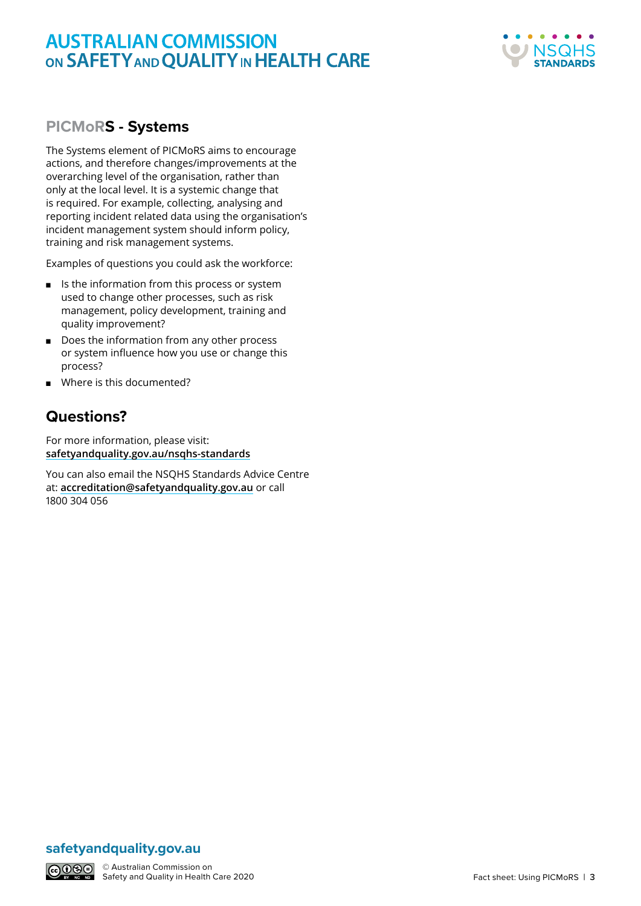## PICMoRS - Systems

The Systems element of PICMoRS aims to encourage actions, and therefore changes/improvements at the overarching level of the organisation, rather than only at the local level. It is a systemic change that is required. For example, collecting, analysing and reporting incident related data using the organisation's incident management system should inform policy, training and risk management systems.

Examples of questions you could ask the workforce:

- Is the information from this process or system used to change other processes, such as risk management, policy development, training and quality improvement?
- Does the information from any other process or system influence how you use or change this process?
- Where is this documented?

## Questions?

For more information, please visit: **safetyandquality.gov.au/nsqhs-standards**

You can also email the NSQHS Standards Advice Centre at: **accreditation@safetyandquality.gov.au** or call 1800 304 056

**safetyandquality.gov.au**

© Australian Commission on Safety and Quality in Health Care 2020